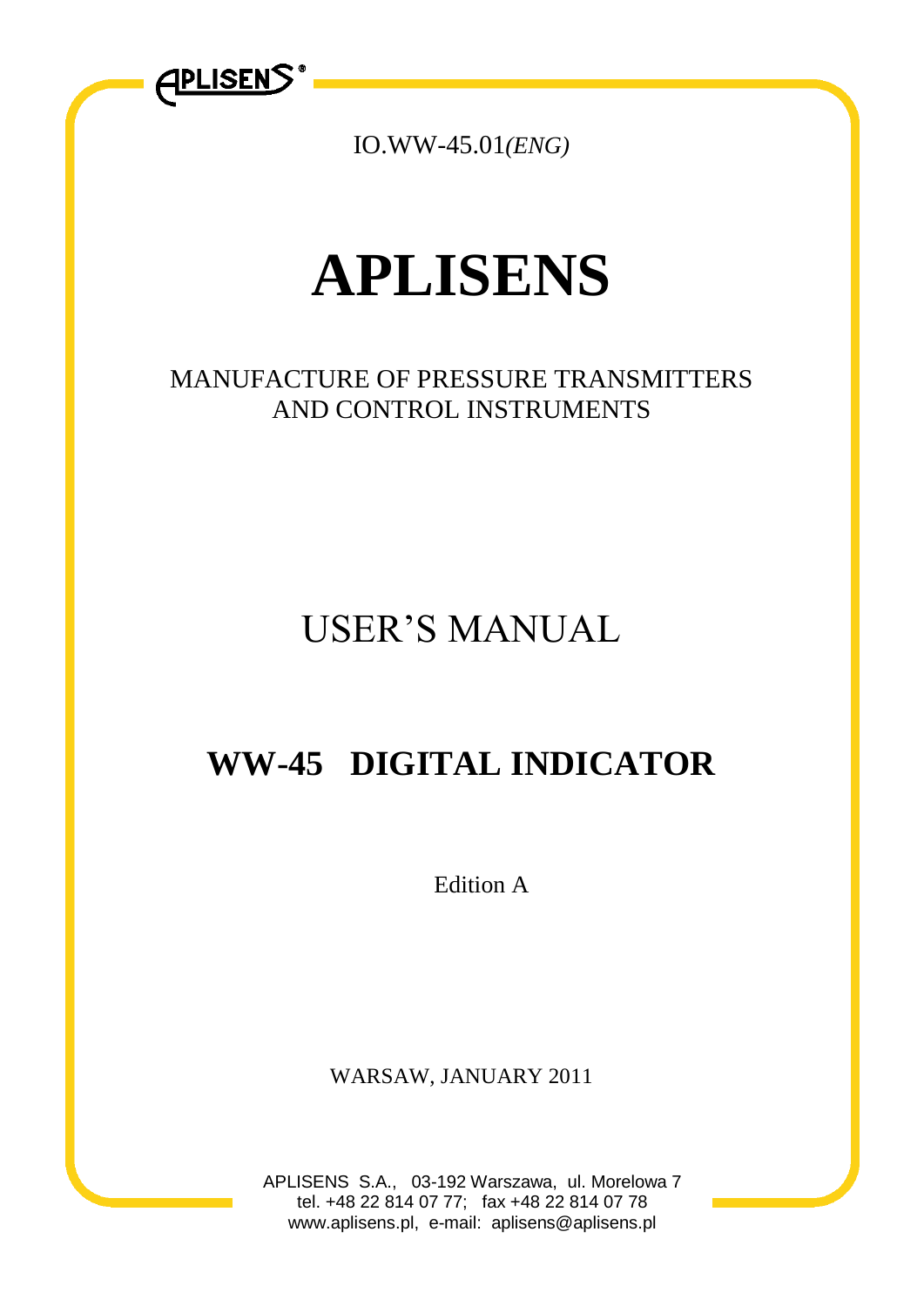IO.WW-45.01*(ENG)*

# APLISENS

MANUFACTURE OF PRESSURE TRANSMITTERS
AND CONTROL INSTRUMENTS

## USER'S MANUAL

## WW-45 DIGITAL INDICATOR

Edition A

WARSAW, JANUARY 2011

APLISENS S.A., 03-192 Warszawa, ul. Morelowa 7
tel. +48 22 814 07 77; fax +48 22 814 07 78
www.aplisens.pl, e-mail: aplisens@aplisens.pl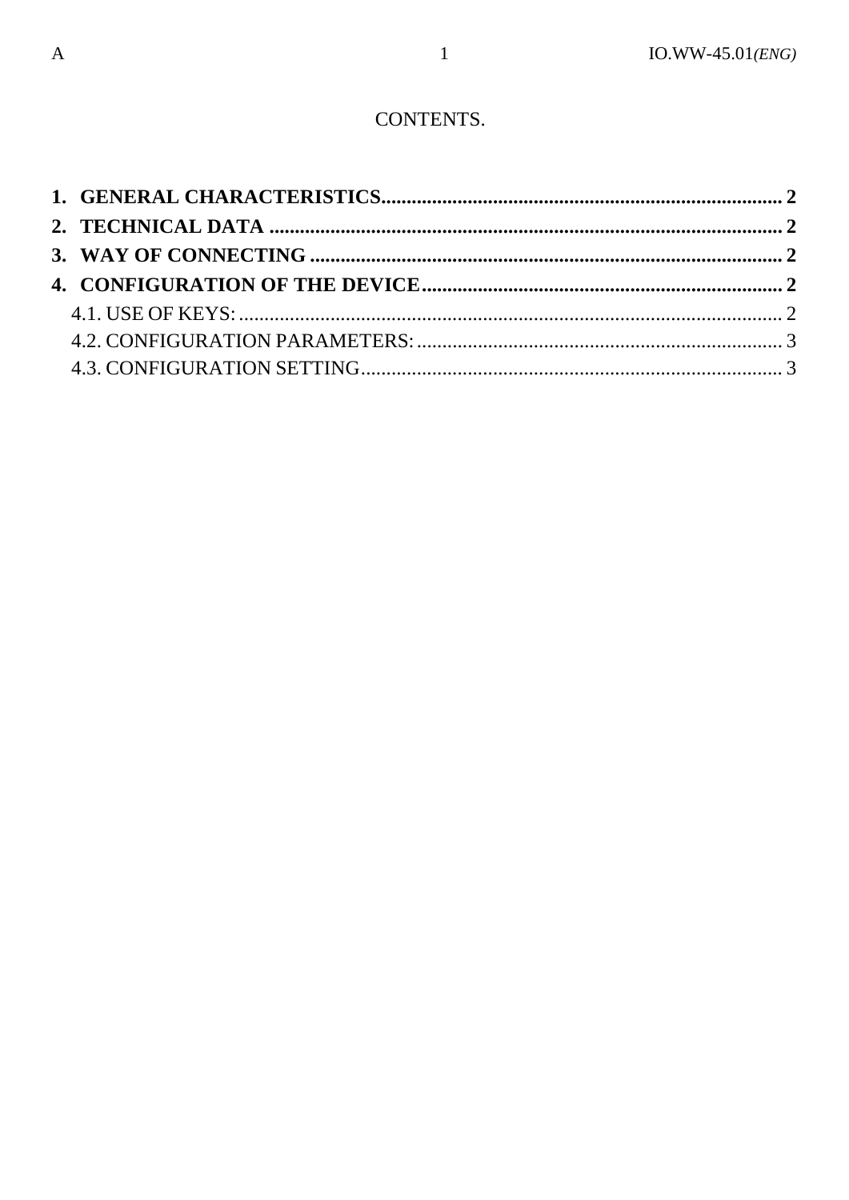CONTENTS.

1. **GENERAL CHARACTERISTICS** ............................................................................ 2
2. **TECHNICAL DATA** ......................................................................................... 2
3. **WAY OF CONNECTING** ................................................................................... 2
4. **CONFIGURATION OF THE DEVICE** ................................................................ 2
   - 4.1. USE OF KEYS: ......................................................................................... 2
   - 4.2. CONFIGURATION PARAMETERS: ............................................................ 3
   - 4.3. CONFIGURATION SETTING ..................................................................... 3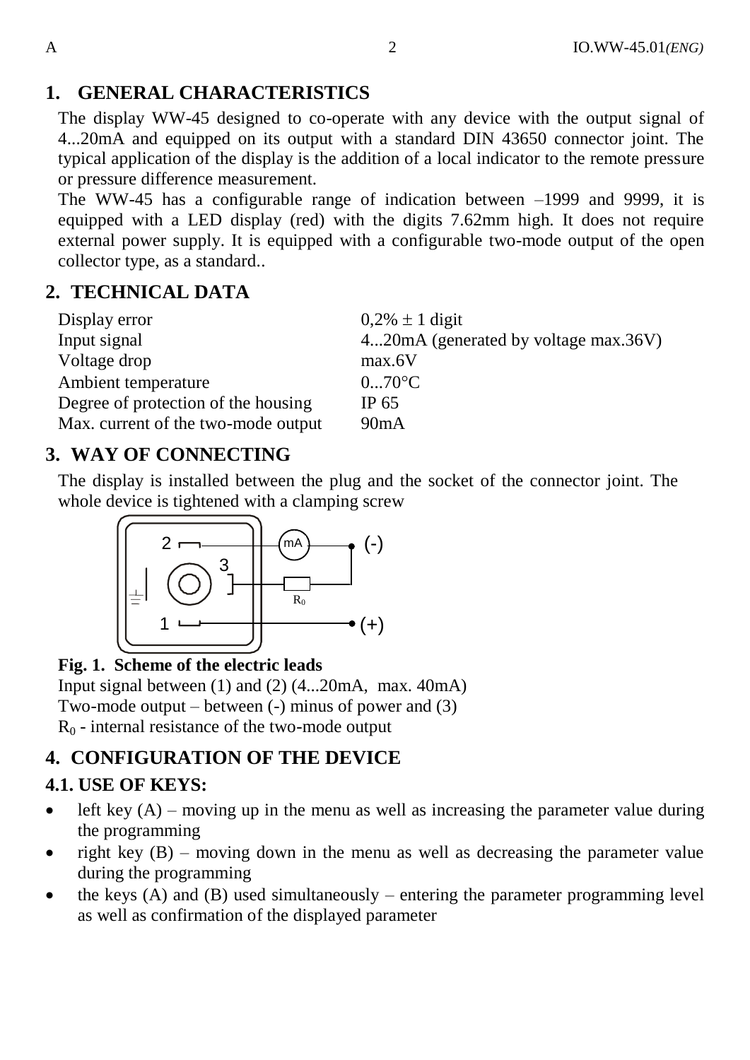## 1. GENERAL CHARACTERISTICS

The display WW-45 designed to co-operate with any device with the output signal of 4...20mA and equipped on its output with a standard DIN 43650 connector joint. The typical application of the display is the addition of a local indicator to the remote pressure or pressure difference measurement.

The WW-45 has a configurable range of indication between –1999 and 9999, it is equipped with a LED display (red) with the digits 7.62mm high. It does not require external power supply. It is equipped with a configurable two-mode output of the open collector type, as a standard..

## 2. TECHNICAL DATA

| | |
|---|---|
| Display error | 0,2% ± 1 digit |
| Input signal | 4...20mA (generated by voltage max.36V) |
| Voltage drop | max.6V |
| Ambient temperature | 0...70°C |
| Degree of protection of the housing | IP 65 |
| Max. current of the two-mode output | 90mA |

## 3. WAY OF CONNECTING

The display is installed between the plug and the socket of the connector joint. The whole device is tightened with a clamping screw

**Fig. 1. Scheme of the electric leads**

Input signal between (1) and (2) (4...20mA, max. 40mA)

Two-mode output – between (-) minus of power and (3)

$R_0$ - internal resistance of the two-mode output

## 4. CONFIGURATION OF THE DEVICE

### 4.1. USE OF KEYS:

- left key (A) – moving up in the menu as well as increasing the parameter value during the programming
- right key (B) – moving down in the menu as well as decreasing the parameter value during the programming
- the keys (A) and (B) used simultaneously – entering the parameter programming level as well as confirmation of the displayed parameter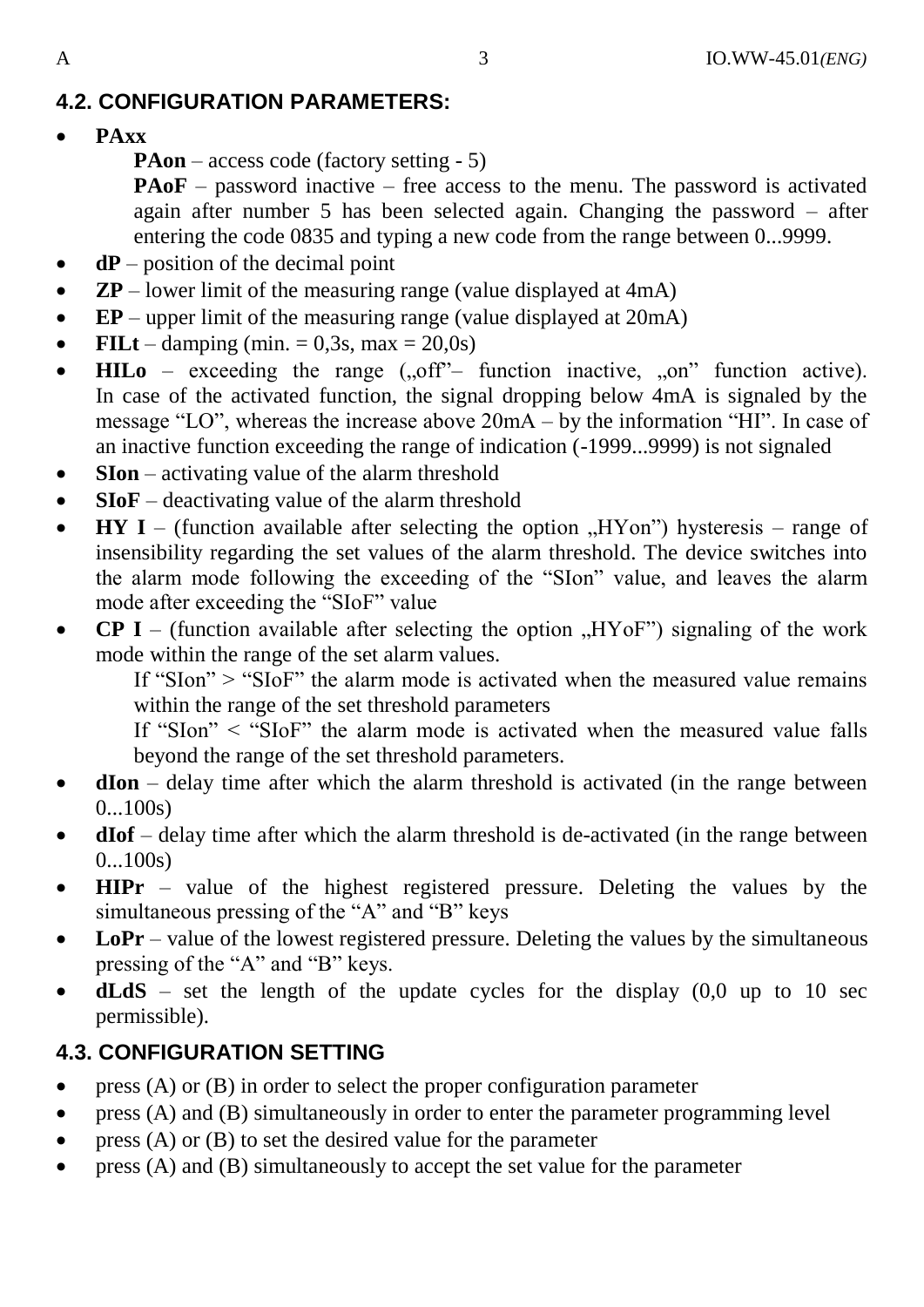## 4.2. CONFIGURATION PARAMETERS:

- **PAxx**

  **PAon** – access code (factory setting - 5)

  **PAoF** – password inactive – free access to the menu. The password is activated again after number 5 has been selected again. Changing the password – after entering the code 0835 and typing a new code from the range between 0...9999.

- **dP** – position of the decimal point
- **ZP** – lower limit of the measuring range (value displayed at 4mA)
- **EP** – upper limit of the measuring range (value displayed at 20mA)
- **FILt** – damping (min. = 0,3s, max = 20,0s)
- **HILo** – exceeding the range („off"– function inactive, „on" function active). In case of the activated function, the signal dropping below 4mA is signaled by the message "LO", whereas the increase above 20mA – by the information "HI". In case of an inactive function exceeding the range of indication (-1999...9999) is not signaled
- **SIon** – activating value of the alarm threshold
- **SIoF** – deactivating value of the alarm threshold
- **HY I** – (function available after selecting the option „HYon") hysteresis – range of insensibility regarding the set values of the alarm threshold. The device switches into the alarm mode following the exceeding of the "SIon" value, and leaves the alarm mode after exceeding the "SIoF" value
- **CP I** – (function available after selecting the option „HYoF") signaling of the work mode within the range of the set alarm values.

  If "SIon" > "SIoF" the alarm mode is activated when the measured value remains within the range of the set threshold parameters

  If "SIon" < "SIoF" the alarm mode is activated when the measured value falls beyond the range of the set threshold parameters.

- **dIon** – delay time after which the alarm threshold is activated (in the range between 0...100s)
- **dIof** – delay time after which the alarm threshold is de-activated (in the range between 0...100s)
- **HIPr** – value of the highest registered pressure. Deleting the values by the simultaneous pressing of the "A" and "B" keys
- **LoPr** – value of the lowest registered pressure. Deleting the values by the simultaneous pressing of the "A" and "B" keys.
- **dLdS** – set the length of the update cycles for the display (0,0 up to 10 sec permissible).

## 4.3. CONFIGURATION SETTING

- press (A) or (B) in order to select the proper configuration parameter
- press (A) and (B) simultaneously in order to enter the parameter programming level
- press (A) or (B) to set the desired value for the parameter
- press (A) and (B) simultaneously to accept the set value for the parameter